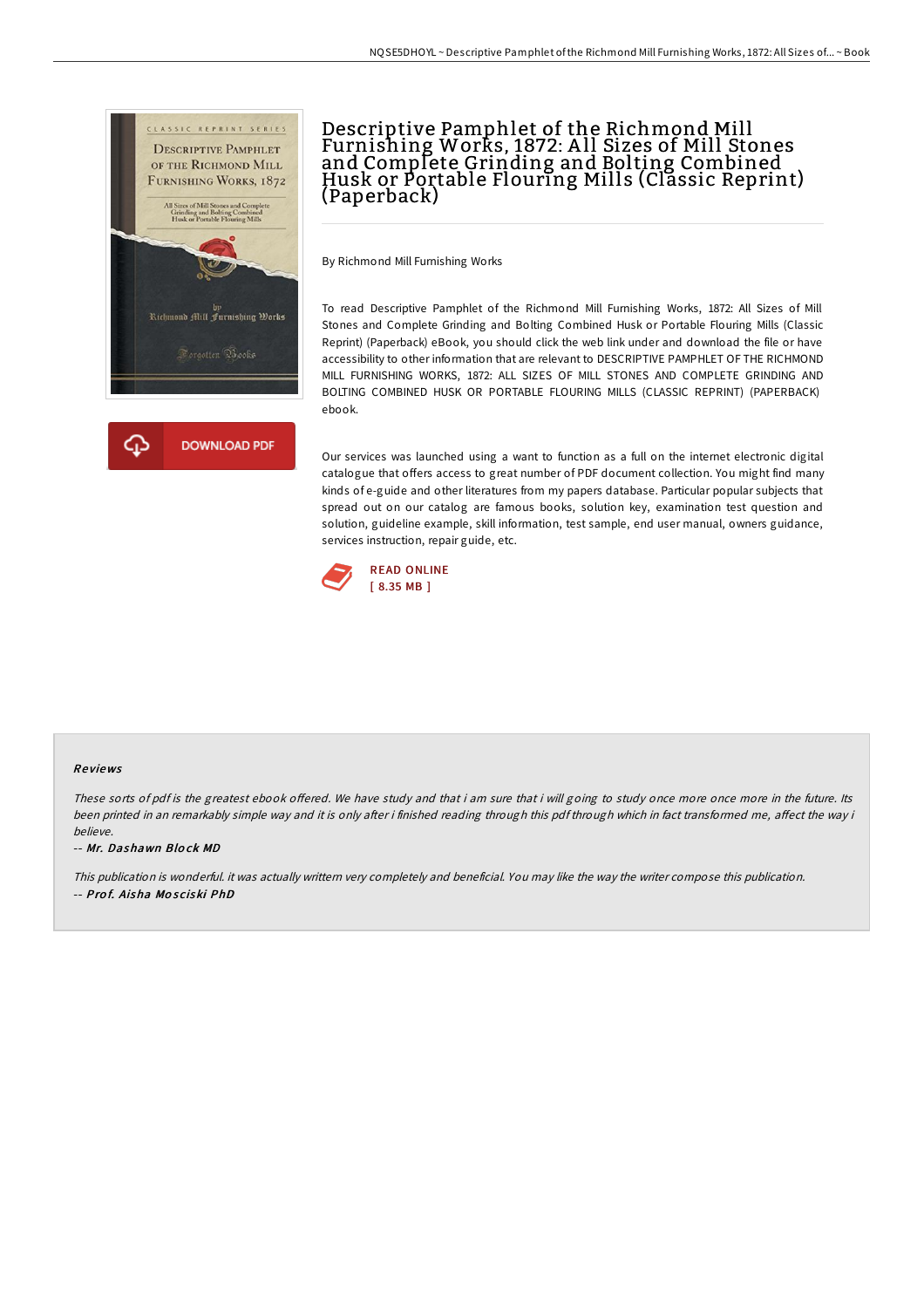# Descriptive Pamphlet of the Richmond Mill Furnishing Works, 1872: All Sizes of Mill Stones and Complete Grinding and Bolting Combined Husk or Portable Flouring Mills (Classic Reprint) (Paperback)

By Richmond Mill Furnishing Works

To read Descriptive Pamphlet of the Richmond Mill Furnishing Works, 1872: All Sizes of Mill Stones and Complete Grinding and Bolting Combined Husk or Portable Flouring Mills (Classic Reprint) (Paperback) eBook, you should click the web link under and download the file or have accessibility to other information that are relevant to DESCRIPTIVE PAMPHLET OF THE RICHMOND MILL FURNISHING WORKS, 1872: ALL SIZES OF MILL STONES AND COMPLETE GRINDING AND BOLTING COMBINED HUSK OR PORTABLE FLOURING MILLS (CLASSIC REPRINT) (PAPERBACK) ebook.

Our services was launched using a want to function as a full on the internet electronic digital catalogue that offers access to great number of PDF document collection. You might find many kinds of e-guide and other literatures from my papers database. Particular popular subjects that spread out on our catalog are famous books, solution key, examination test question and solution, guideline example, skill information, test sample, end user manual, owners guidance, services instruction, repair guide, etc.

DOWNLOAD PDF

READ ONLINE
[ 8.35 MB ]

### Reviews

*These sorts of pdf is the greatest ebook offered. We have study and that i am sure that i will going to study once more once more in the future. Its been printed in an remarkably simple way and it is only after i finished reading through this pdf through which in fact transformed me, affect the way i believe.*

-- ***Mr. Dashawn Block MD***

*This publication is wonderful. it was actually writtern very completely and beneficial. You may like the way the writer compose this publication.*

-- ***Prof. Aisha Mosciski PhD***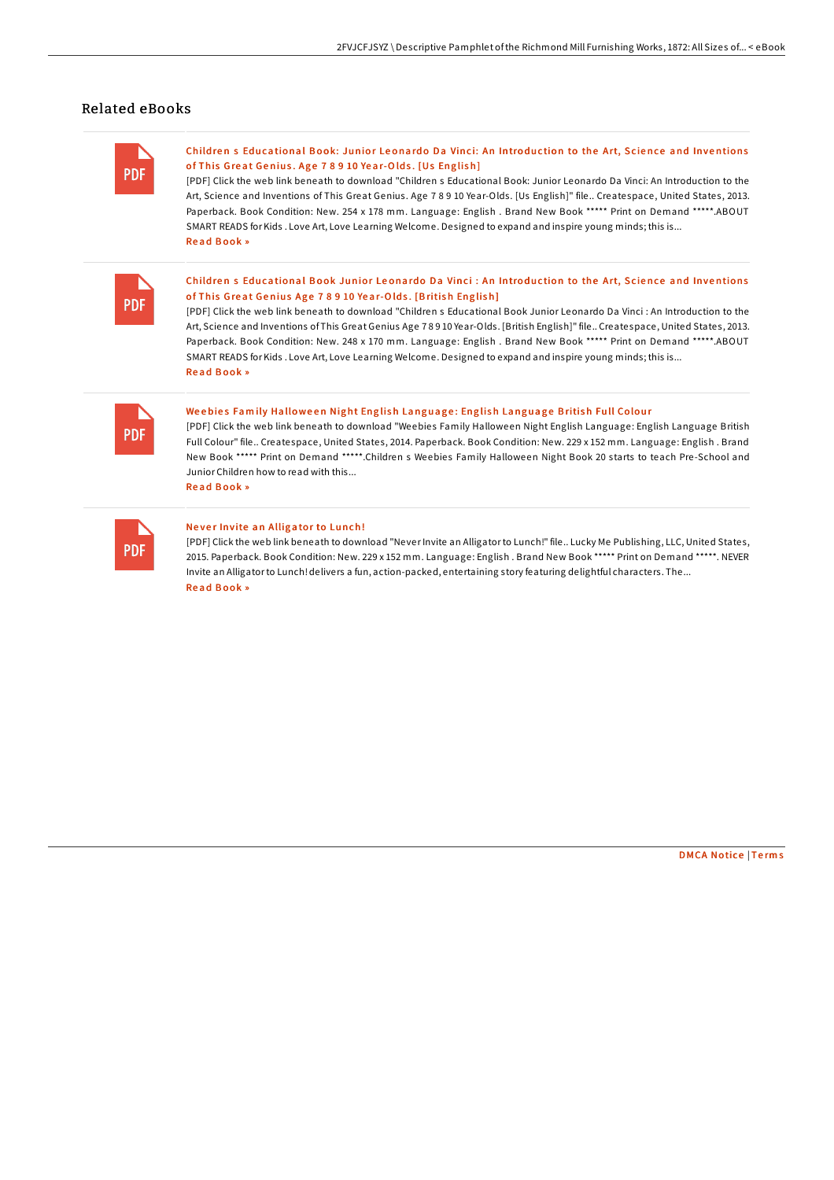## Related eBooks

PDF

### Children s Educational Book: Junior Leonardo Da Vinci: An Introduction to the Art, Science and Inventions of This Great Genius. Age 7 8 9 10 Year-Olds. [Us English]

[PDF] Click the web link beneath to download "Children s Educational Book: Junior Leonardo Da Vinci: An Introduction to the Art, Science and Inventions of This Great Genius. Age 7 8 9 10 Year-Olds. [Us English]" file.. Createspace, United States, 2013. Paperback. Book Condition: New. 254 x 178 mm. Language: English . Brand New Book ***** Print on Demand *****.ABOUT SMART READS for Kids . Love Art, Love Learning Welcome. Designed to expand and inspire young minds; this is...

Read Book »

PDF

### Children s Educational Book Junior Leonardo Da Vinci : An Introduction to the Art, Science and Inventions of This Great Genius Age 7 8 9 10 Year-Olds. [British English]

[PDF] Click the web link beneath to download "Children s Educational Book Junior Leonardo Da Vinci : An Introduction to the Art, Science and Inventions of This Great Genius Age 7 8 9 10 Year-Olds. [British English]" file.. Createspace, United States, 2013. Paperback. Book Condition: New. 248 x 170 mm. Language: English . Brand New Book ***** Print on Demand *****.ABOUT SMART READS for Kids . Love Art, Love Learning Welcome. Designed to expand and inspire young minds; this is...

Read Book »

PDF

### Weebies Family Halloween Night English Language: English Language British Full Colour

[PDF] Click the web link beneath to download "Weebies Family Halloween Night English Language: English Language British Full Colour" file.. Createspace, United States, 2014. Paperback. Book Condition: New. 229 x 152 mm. Language: English . Brand New Book ***** Print on Demand *****.Children s Weebies Family Halloween Night Book 20 starts to teach Pre-School and Junior Children how to read with this...

Read Book »

PDF

### Never Invite an Alligator to Lunch!

[PDF] Click the web link beneath to download "Never Invite an Alligator to Lunch!" file.. Lucky Me Publishing, LLC, United States, 2015. Paperback. Book Condition: New. 229 x 152 mm. Language: English . Brand New Book ***** Print on Demand *****. NEVER Invite an Alligator to Lunch! delivers a fun, action-packed, entertaining story featuring delightful characters. The...

Read Book »

DMCA Notice | Terms